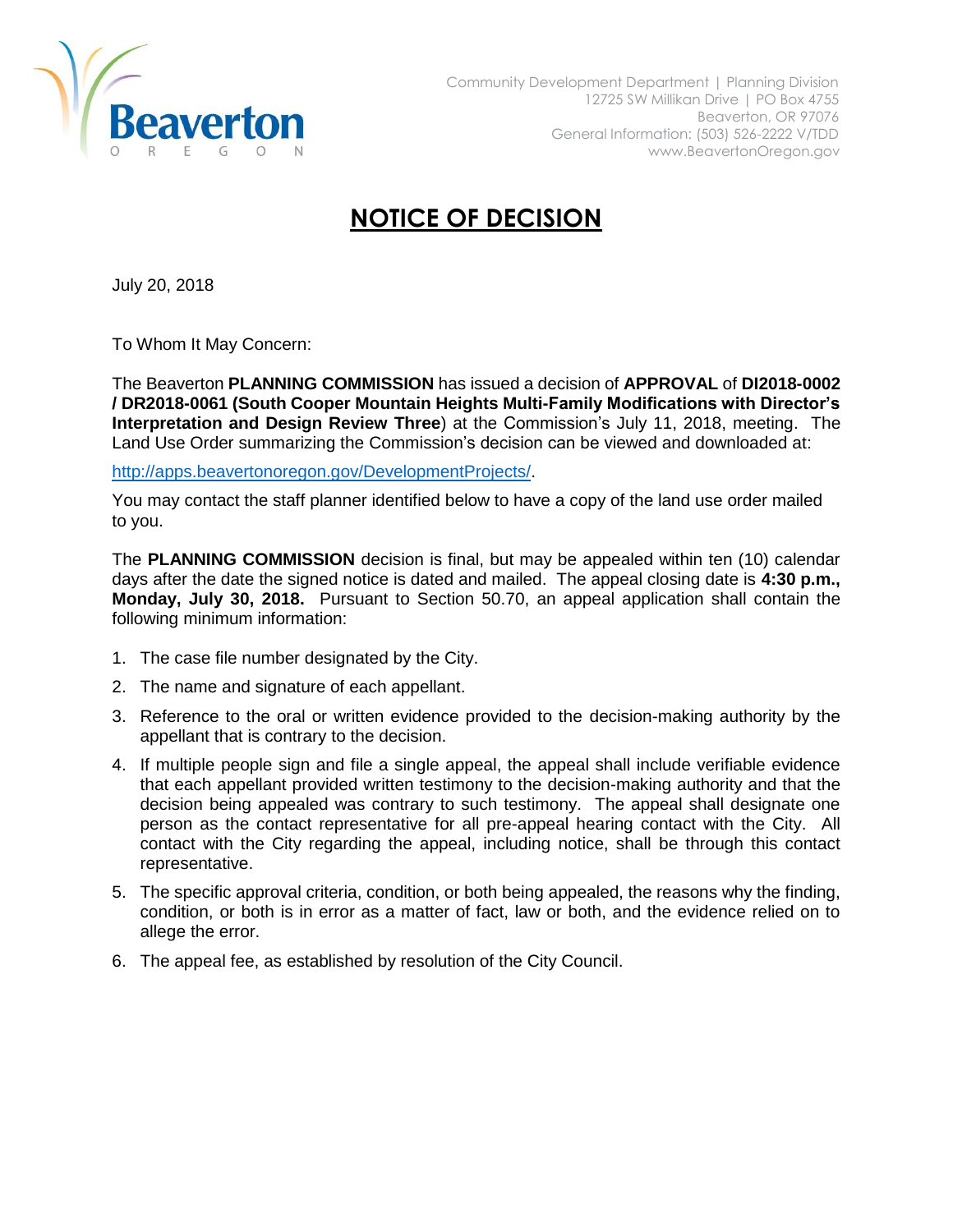Beaverton
OREGON

Community Development Department | Planning Division
12725 SW Millikan Drive | PO Box 4755
Beaverton, OR 97076
General Information: (503) 526-2222 V/TDD
www.BeavertonOregon.gov

# NOTICE OF DECISION

July 20, 2018

To Whom It May Concern:

The Beaverton **PLANNING COMMISSION** has issued a decision of **APPROVAL** of **DI2018-0002 / DR2018-0061 (South Cooper Mountain Heights Multi-Family Modifications with Director's Interpretation and Design Review Three**) at the Commission's July 11, 2018, meeting. The Land Use Order summarizing the Commission's decision can be viewed and downloaded at:

http://apps.beavertonoregon.gov/DevelopmentProjects/.

You may contact the staff planner identified below to have a copy of the land use order mailed to you.

The **PLANNING COMMISSION** decision is final, but may be appealed within ten (10) calendar days after the date the signed notice is dated and mailed. The appeal closing date is **4:30 p.m., Monday, July 30, 2018.** Pursuant to Section 50.70, an appeal application shall contain the following minimum information:

1. The case file number designated by the City.
2. The name and signature of each appellant.
3. Reference to the oral or written evidence provided to the decision-making authority by the appellant that is contrary to the decision.
4. If multiple people sign and file a single appeal, the appeal shall include verifiable evidence that each appellant provided written testimony to the decision-making authority and that the decision being appealed was contrary to such testimony. The appeal shall designate one person as the contact representative for all pre-appeal hearing contact with the City. All contact with the City regarding the appeal, including notice, shall be through this contact representative.
5. The specific approval criteria, condition, or both being appealed, the reasons why the finding, condition, or both is in error as a matter of fact, law or both, and the evidence relied on to allege the error.
6. The appeal fee, as established by resolution of the City Council.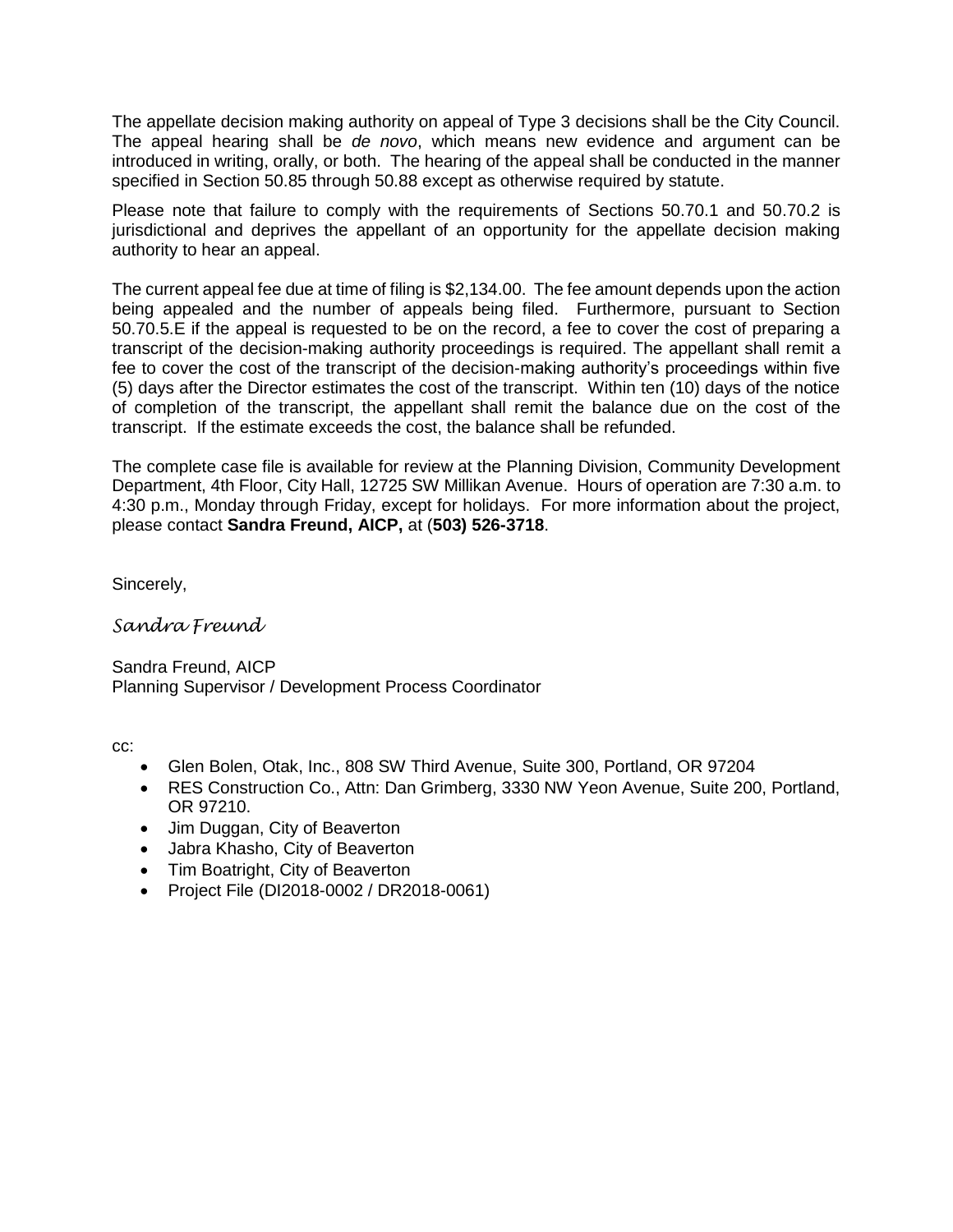The appellate decision making authority on appeal of Type 3 decisions shall be the City Council. The appeal hearing shall be *de novo*, which means new evidence and argument can be introduced in writing, orally, or both. The hearing of the appeal shall be conducted in the manner specified in Section 50.85 through 50.88 except as otherwise required by statute.

Please note that failure to comply with the requirements of Sections 50.70.1 and 50.70.2 is jurisdictional and deprives the appellant of an opportunity for the appellate decision making authority to hear an appeal.

The current appeal fee due at time of filing is $2,134.00. The fee amount depends upon the action being appealed and the number of appeals being filed. Furthermore, pursuant to Section 50.70.5.E if the appeal is requested to be on the record, a fee to cover the cost of preparing a transcript of the decision-making authority proceedings is required. The appellant shall remit a fee to cover the cost of the transcript of the decision-making authority's proceedings within five (5) days after the Director estimates the cost of the transcript. Within ten (10) days of the notice of completion of the transcript, the appellant shall remit the balance due on the cost of the transcript. If the estimate exceeds the cost, the balance shall be refunded.

The complete case file is available for review at the Planning Division, Community Development Department, 4th Floor, City Hall, 12725 SW Millikan Avenue. Hours of operation are 7:30 a.m. to 4:30 p.m., Monday through Friday, except for holidays. For more information about the project, please contact **Sandra Freund, AICP,** at (**503) 526-3718**.

Sincerely,

*Sandra Freund*

Sandra Freund, AICP
Planning Supervisor / Development Process Coordinator

cc:

- Glen Bolen, Otak, Inc., 808 SW Third Avenue, Suite 300, Portland, OR 97204
- RES Construction Co., Attn: Dan Grimberg, 3330 NW Yeon Avenue, Suite 200, Portland, OR 97210.
- Jim Duggan, City of Beaverton
- Jabra Khasho, City of Beaverton
- Tim Boatright, City of Beaverton
- Project File (DI2018-0002 / DR2018-0061)